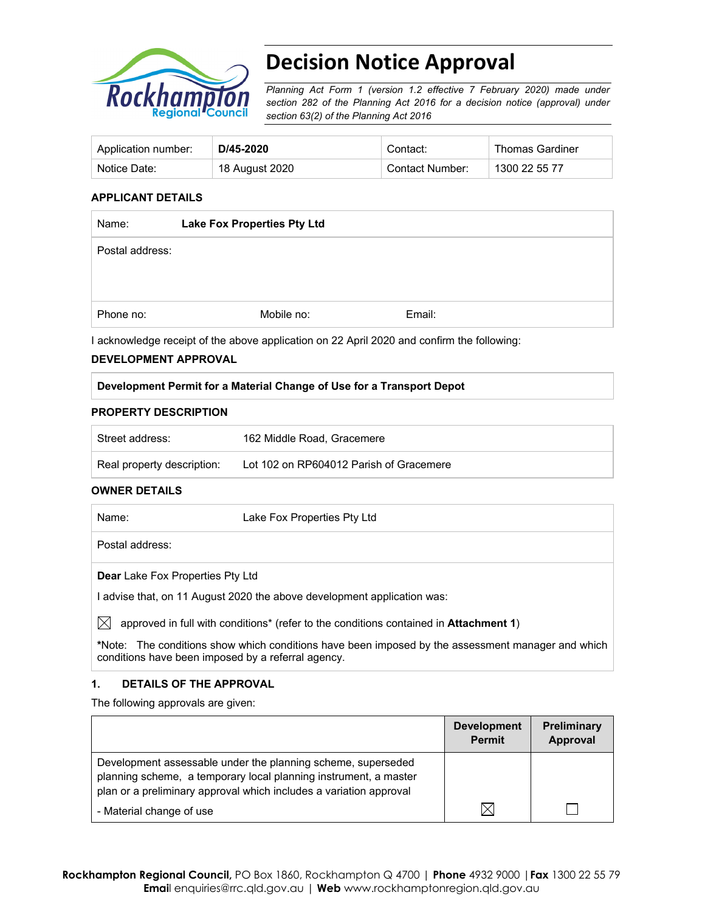# Decision Notice Approval

*Planning Act Form 1 (version 1.2 effective 7 February 2020) made under section 282 of the Planning Act 2016 for a decision notice (approval) under section 63(2) of the Planning Act 2016*

| Application number: | **D/45-2020** | Contact: | Thomas Gardiner |
|---|---|---|---|
| Notice Date: | 18 August 2020 | Contact Number: | 1300 22 55 77 |

**APPLICANT DETAILS**

| Name: | **Lake Fox Properties Pty Ltd** | |
|---|---|---|
| Postal address: | | |
| Phone no: | Mobile no: | Email: |

I acknowledge receipt of the above application on 22 April 2020 and confirm the following:

**DEVELOPMENT APPROVAL**

| **Development Permit for a Material Change of Use for a Transport Depot** |
|---|

**PROPERTY DESCRIPTION**

| Street address: | 162 Middle Road, Gracemere |
|---|---|
| Real property description: | Lot 102 on RP604012 Parish of Gracemere |

**OWNER DETAILS**

| Name: | Lake Fox Properties Pty Ltd |
|---|---|
| Postal address: | |

**Dear** Lake Fox Properties Pty Ltd

I advise that, on 11 August 2020 the above development application was:

☒ approved in full with conditions* (refer to the conditions contained in **Attachment 1**)

***Note:** The conditions show which conditions have been imposed by the assessment manager and which conditions have been imposed by a referral agency.

**1. DETAILS OF THE APPROVAL**

The following approvals are given:

| | Development Permit | Preliminary Approval |
|---|---|---|
| Development assessable under the planning scheme, superseded planning scheme, a temporary local planning instrument, a master plan or a preliminary approval which includes a variation approval<br>- Material change of use | ☒ | ☐ |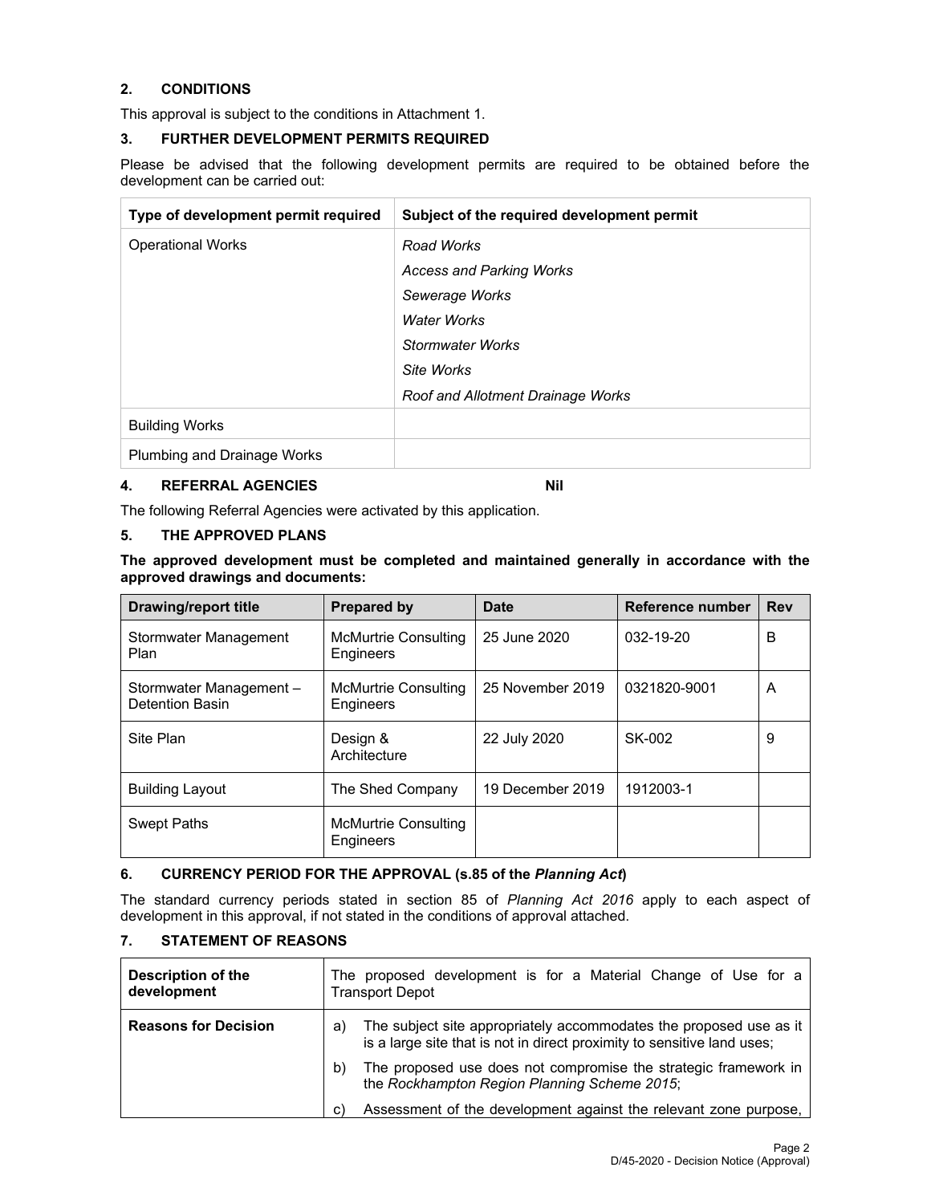## 2. CONDITIONS

This approval is subject to the conditions in Attachment 1.

## 3. FURTHER DEVELOPMENT PERMITS REQUIRED

Please be advised that the following development permits are required to be obtained before the development can be carried out:

| Type of development permit required | Subject of the required development permit |
|---|---|
| Operational Works | *Road Works*<br>*Access and Parking Works*<br>*Sewerage Works*<br>*Water Works*<br>*Stormwater Works*<br>*Site Works*<br>*Roof and Allotment Drainage Works* |
| Building Works | |
| Plumbing and Drainage Works | |

## 4. REFERRAL AGENCIES **Nil**

The following Referral Agencies were activated by this application.

## 5. THE APPROVED PLANS

**The approved development must be completed and maintained generally in accordance with the approved drawings and documents:**

| Drawing/report title | Prepared by | Date | Reference number | Rev |
|---|---|---|---|---|
| Stormwater Management Plan | McMurtrie Consulting Engineers | 25 June 2020 | 032-19-20 | B |
| Stormwater Management – Detention Basin | McMurtrie Consulting Engineers | 25 November 2019 | 0321820-9001 | A |
| Site Plan | Design & Architecture | 22 July 2020 | SK-002 | 9 |
| Building Layout | The Shed Company | 19 December 2019 | 1912003-1 | |
| Swept Paths | McMurtrie Consulting Engineers | | | |

## 6. CURRENCY PERIOD FOR THE APPROVAL (s.85 of the *Planning Act*)

The standard currency periods stated in section 85 of *Planning Act 2016* apply to each aspect of development in this approval, if not stated in the conditions of approval attached.

## 7. STATEMENT OF REASONS

| Description of the development | The proposed development is for a Material Change of Use for a Transport Depot |
|---|---|
| **Reasons for Decision** | a) The subject site appropriately accommodates the proposed use as it is a large site that is not in direct proximity to sensitive land uses;<br>b) The proposed use does not compromise the strategic framework in the *Rockhampton Region Planning Scheme 2015*;<br>c) Assessment of the development against the relevant zone purpose, |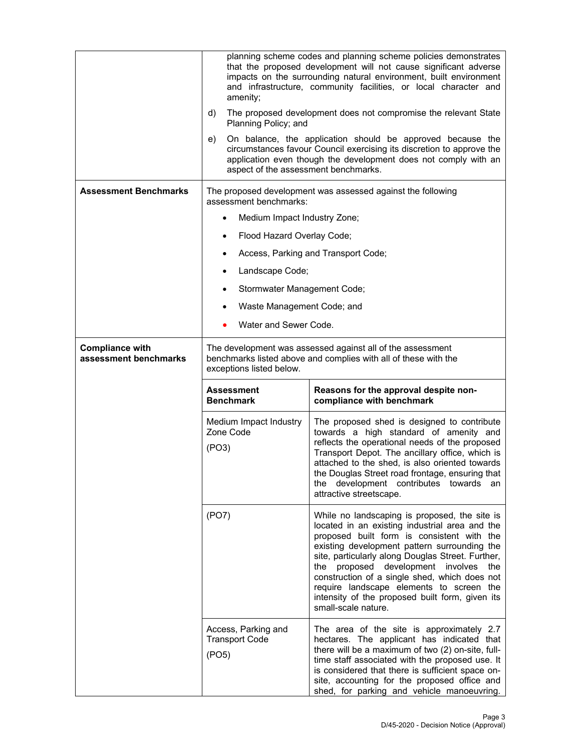| | | |
|---|---|---|
| | planning scheme codes and planning scheme policies demonstrates that the proposed development will not cause significant adverse impacts on the surrounding natural environment, built environment and infrastructure, community facilities, or local character and amenity;<br><br>d) The proposed development does not compromise the relevant State Planning Policy; and<br><br>e) On balance, the application should be approved because the circumstances favour Council exercising its discretion to approve the application even though the development does not comply with an aspect of the assessment benchmarks. | |
| **Assessment Benchmarks** | The proposed development was assessed against the following assessment benchmarks:<br><br>• Medium Impact Industry Zone;<br>• Flood Hazard Overlay Code;<br>• Access, Parking and Transport Code;<br>• Landscape Code;<br>• Stormwater Management Code;<br>• Waste Management Code; and<br>• Water and Sewer Code. | |
| **Compliance with assessment benchmarks** | The development was assessed against all of the assessment benchmarks listed above and complies with all of these with the exceptions listed below. | |
| | **Assessment Benchmark** | **Reasons for the approval despite non-compliance with benchmark** |
| | Medium Impact Industry Zone Code<br><br>(PO3) | The proposed shed is designed to contribute towards a high standard of amenity and reflects the operational needs of the proposed Transport Depot. The ancillary office, which is attached to the shed, is also oriented towards the Douglas Street road frontage, ensuring that the development contributes towards an attractive streetscape. |
| | (PO7) | While no landscaping is proposed, the site is located in an existing industrial area and the proposed built form is consistent with the existing development pattern surrounding the site, particularly along Douglas Street. Further, the proposed development involves the construction of a single shed, which does not require landscape elements to screen the intensity of the proposed built form, given its small-scale nature. |
| | Access, Parking and Transport Code<br><br>(PO5) | The area of the site is approximately 2.7 hectares. The applicant has indicated that there will be a maximum of two (2) on-site, full-time staff associated with the proposed use. It is considered that there is sufficient space on-site, accounting for the proposed office and shed, for parking and vehicle manoeuvring. |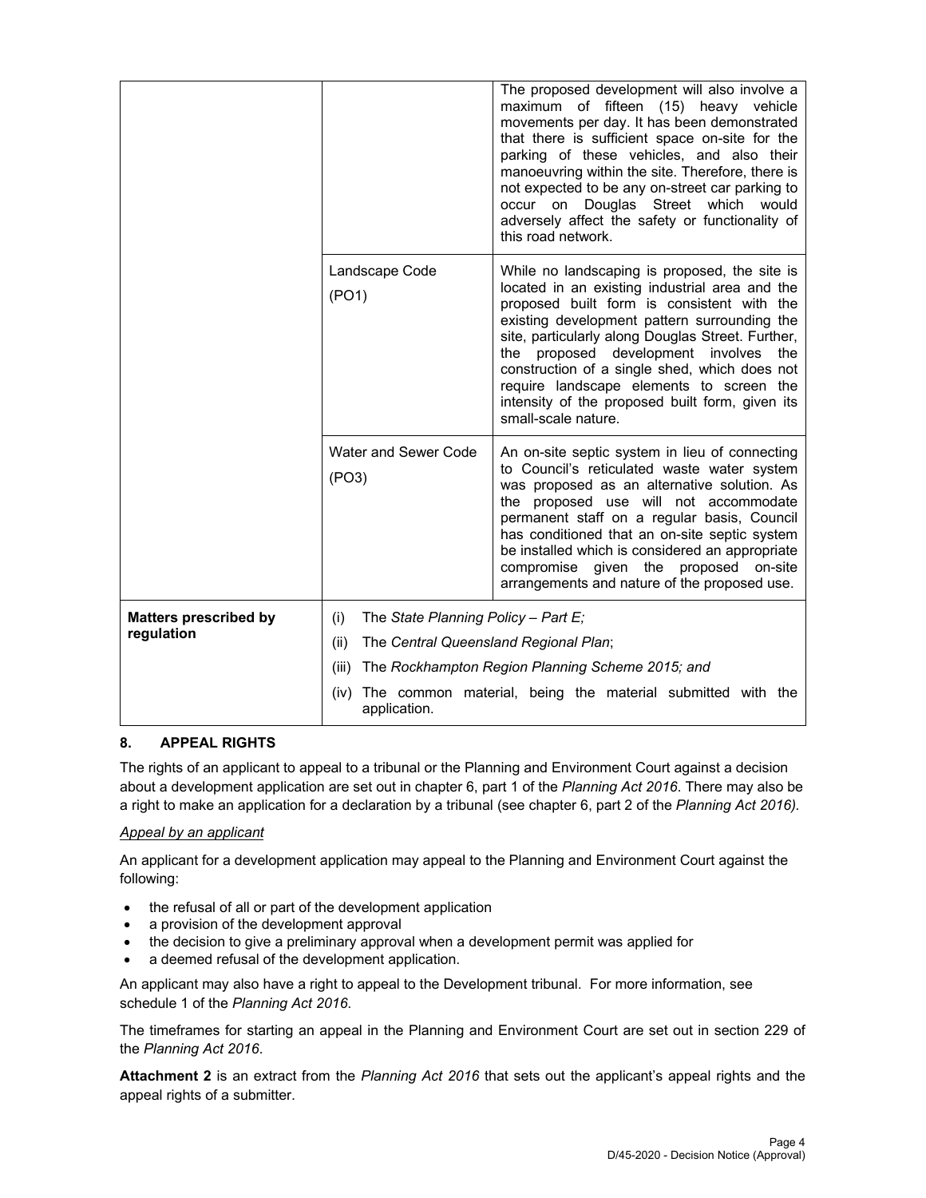| | | |
|---|---|---|
| | | The proposed development will also involve a maximum of fifteen (15) heavy vehicle movements per day. It has been demonstrated that there is sufficient space on-site for the parking of these vehicles, and also their manoeuvring within the site. Therefore, there is not expected to be any on-street car parking to occur on Douglas Street which would adversely affect the safety or functionality of this road network. |
| | Landscape Code (PO1) | While no landscaping is proposed, the site is located in an existing industrial area and the proposed built form is consistent with the existing development pattern surrounding the site, particularly along Douglas Street. Further, the proposed development involves the construction of a single shed, which does not require landscape elements to screen the intensity of the proposed built form, given its small-scale nature. |
| | Water and Sewer Code (PO3) | An on-site septic system in lieu of connecting to Council's reticulated waste water system was proposed as an alternative solution. As the proposed use will not accommodate permanent staff on a regular basis, Council has conditioned that an on-site septic system be installed which is considered an appropriate compromise given the proposed on-site arrangements and nature of the proposed use. |
| **Matters prescribed by regulation** | (i) The *State Planning Policy – Part E;*<br>(ii) The *Central Queensland Regional Plan*;<br>(iii) The *Rockhampton Region Planning Scheme 2015; and*<br>(iv) The common material, being the material submitted with the application. | |

## 8. APPEAL RIGHTS

The rights of an applicant to appeal to a tribunal or the Planning and Environment Court against a decision about a development application are set out in chapter 6, part 1 of the *Planning Act 2016*. There may also be a right to make an application for a declaration by a tribunal (see chapter 6, part 2 of the *Planning Act 2016).*

*Appeal by an applicant*

An applicant for a development application may appeal to the Planning and Environment Court against the following:

- the refusal of all or part of the development application
- a provision of the development approval
- the decision to give a preliminary approval when a development permit was applied for
- a deemed refusal of the development application.

An applicant may also have a right to appeal to the Development tribunal. For more information, see schedule 1 of the *Planning Act 2016*.

The timeframes for starting an appeal in the Planning and Environment Court are set out in section 229 of the *Planning Act 2016*.

**Attachment 2** is an extract from the *Planning Act 2016* that sets out the applicant's appeal rights and the appeal rights of a submitter.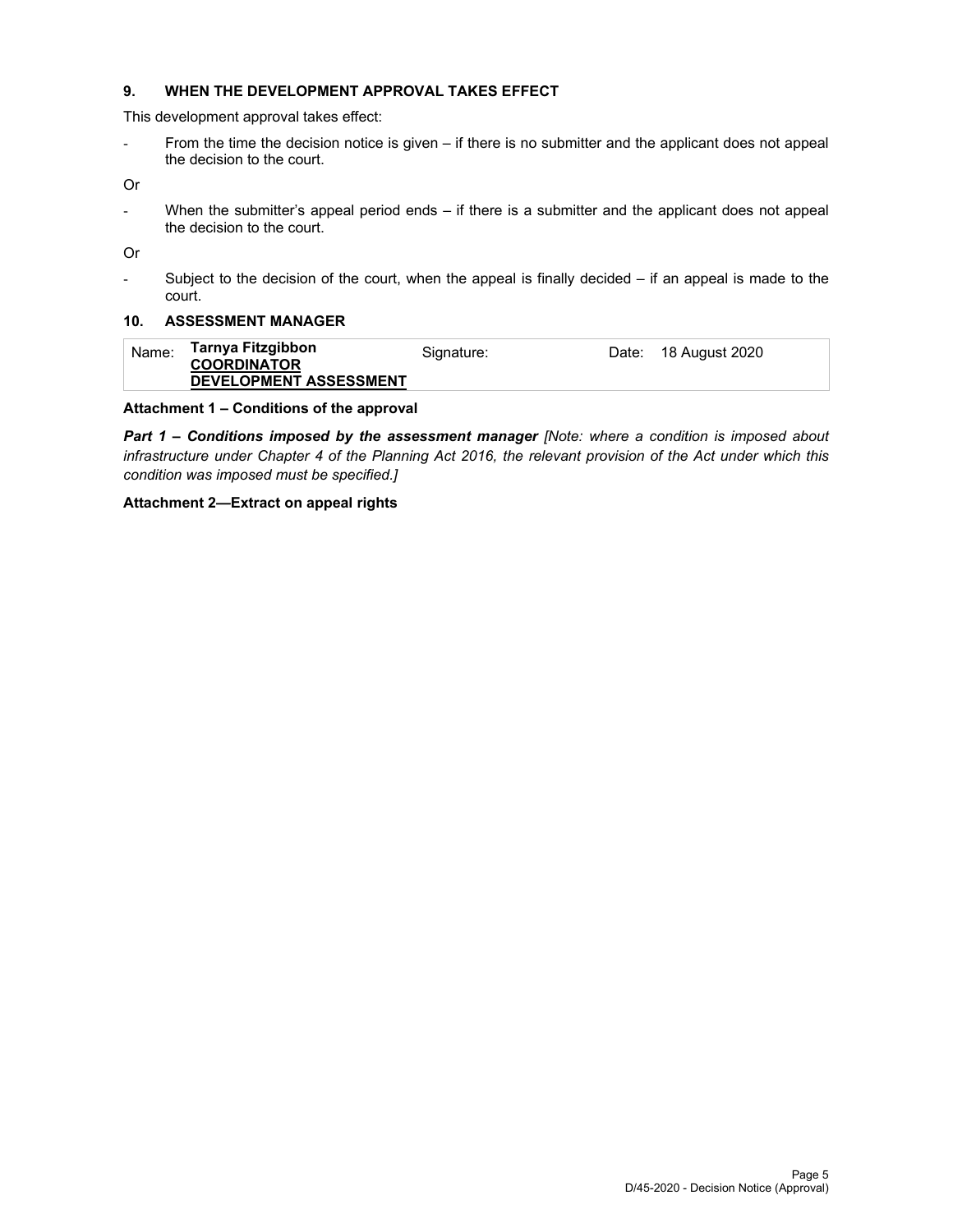## 9. WHEN THE DEVELOPMENT APPROVAL TAKES EFFECT

This development approval takes effect:

- From the time the decision notice is given – if there is no submitter and the applicant does not appeal the decision to the court.

Or

- When the submitter's appeal period ends – if there is a submitter and the applicant does not appeal the decision to the court.

Or

- Subject to the decision of the court, when the appeal is finally decided – if an appeal is made to the court.

## 10. ASSESSMENT MANAGER

| Name: | **Tarnya Fitzgibbon** **COORDINATOR DEVELOPMENT ASSESSMENT** | Signature: | Date: | 18 August 2020 |
|---|---|---|---|---|

**Attachment 1 – Conditions of the approval**

***Part 1 – Conditions imposed by the assessment manager*** *[Note: where a condition is imposed about infrastructure under Chapter 4 of the Planning Act 2016, the relevant provision of the Act under which this condition was imposed must be specified.]*

**Attachment 2—Extract on appeal rights**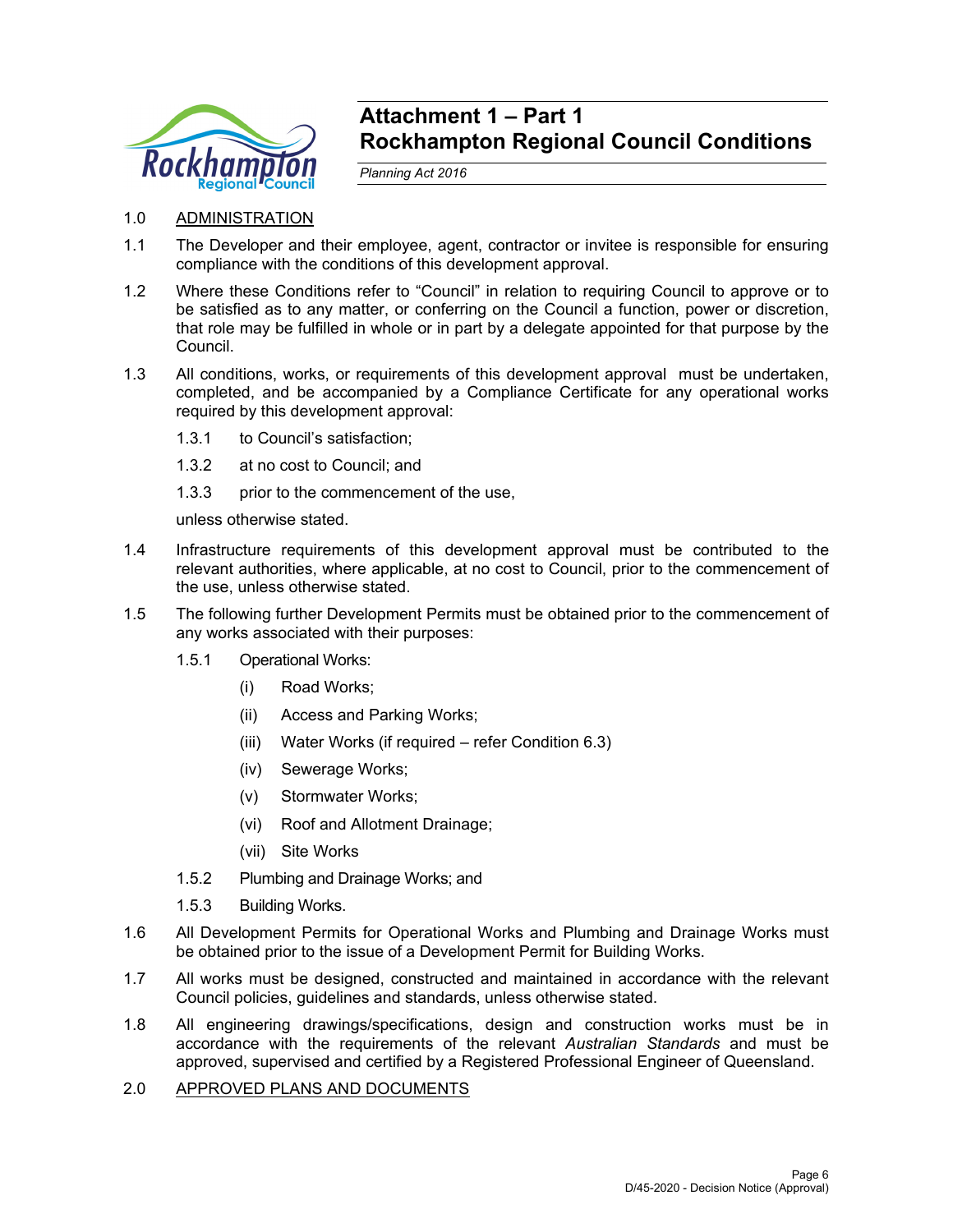# Attachment 1 – Part 1
# Rockhampton Regional Council Conditions

*Planning Act 2016*

1.0 ADMINISTRATION

1.1 The Developer and their employee, agent, contractor or invitee is responsible for ensuring compliance with the conditions of this development approval.

1.2 Where these Conditions refer to "Council" in relation to requiring Council to approve or to be satisfied as to any matter, or conferring on the Council a function, power or discretion, that role may be fulfilled in whole or in part by a delegate appointed for that purpose by the Council.

1.3 All conditions, works, or requirements of this development approval must be undertaken, completed, and be accompanied by a Compliance Certificate for any operational works required by this development approval:

- 1.3.1 to Council's satisfaction;
- 1.3.2 at no cost to Council; and
- 1.3.3 prior to the commencement of the use,

unless otherwise stated.

1.4 Infrastructure requirements of this development approval must be contributed to the relevant authorities, where applicable, at no cost to Council, prior to the commencement of the use, unless otherwise stated.

1.5 The following further Development Permits must be obtained prior to the commencement of any works associated with their purposes:

- 1.5.1 Operational Works:
  - (i) Road Works;
  - (ii) Access and Parking Works;
  - (iii) Water Works (if required – refer Condition 6.3)
  - (iv) Sewerage Works;
  - (v) Stormwater Works;
  - (vi) Roof and Allotment Drainage;
  - (vii) Site Works
- 1.5.2 Plumbing and Drainage Works; and
- 1.5.3 Building Works.

1.6 All Development Permits for Operational Works and Plumbing and Drainage Works must be obtained prior to the issue of a Development Permit for Building Works.

1.7 All works must be designed, constructed and maintained in accordance with the relevant Council policies, guidelines and standards, unless otherwise stated.

1.8 All engineering drawings/specifications, design and construction works must be in accordance with the requirements of the relevant *Australian Standards* and must be approved, supervised and certified by a Registered Professional Engineer of Queensland.

2.0 APPROVED PLANS AND DOCUMENTS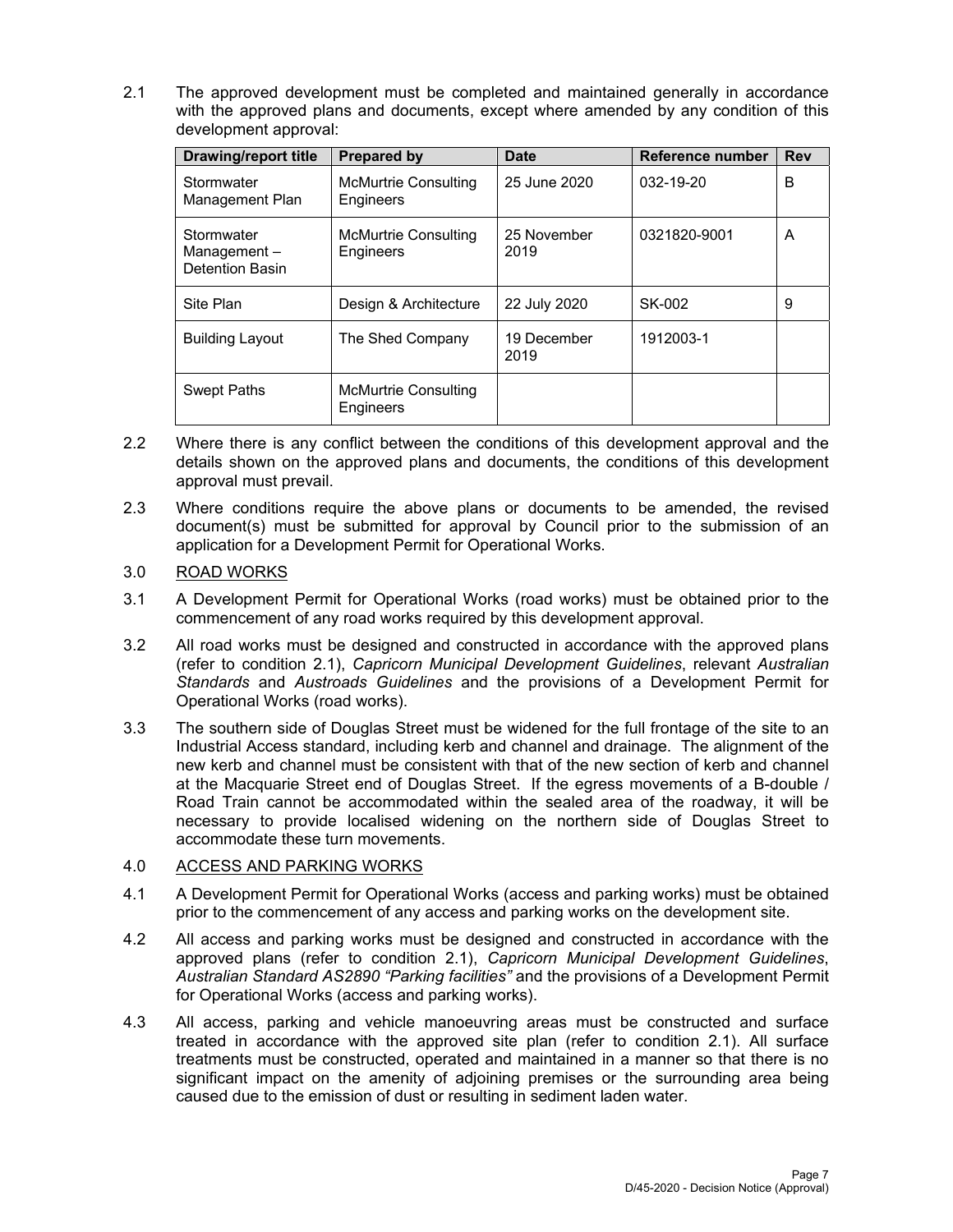2.1 The approved development must be completed and maintained generally in accordance with the approved plans and documents, except where amended by any condition of this development approval:

| Drawing/report title | Prepared by | Date | Reference number | Rev |
|---|---|---|---|---|
| Stormwater Management Plan | McMurtrie Consulting Engineers | 25 June 2020 | 032-19-20 | B |
| Stormwater Management – Detention Basin | McMurtrie Consulting Engineers | 25 November 2019 | 0321820-9001 | A |
| Site Plan | Design & Architecture | 22 July 2020 | SK-002 | 9 |
| Building Layout | The Shed Company | 19 December 2019 | 1912003-1 | |
| Swept Paths | McMurtrie Consulting Engineers | | | |

2.2 Where there is any conflict between the conditions of this development approval and the details shown on the approved plans and documents, the conditions of this development approval must prevail.

2.3 Where conditions require the above plans or documents to be amended, the revised document(s) must be submitted for approval by Council prior to the submission of an application for a Development Permit for Operational Works.

3.0 ROAD WORKS

3.1 A Development Permit for Operational Works (road works) must be obtained prior to the commencement of any road works required by this development approval.

3.2 All road works must be designed and constructed in accordance with the approved plans (refer to condition 2.1), *Capricorn Municipal Development Guidelines*, relevant *Australian Standards* and *Austroads Guidelines* and the provisions of a Development Permit for Operational Works (road works).

3.3 The southern side of Douglas Street must be widened for the full frontage of the site to an Industrial Access standard, including kerb and channel and drainage. The alignment of the new kerb and channel must be consistent with that of the new section of kerb and channel at the Macquarie Street end of Douglas Street. If the egress movements of a B-double / Road Train cannot be accommodated within the sealed area of the roadway, it will be necessary to provide localised widening on the northern side of Douglas Street to accommodate these turn movements.

4.0 ACCESS AND PARKING WORKS

4.1 A Development Permit for Operational Works (access and parking works) must be obtained prior to the commencement of any access and parking works on the development site.

4.2 All access and parking works must be designed and constructed in accordance with the approved plans (refer to condition 2.1), *Capricorn Municipal Development Guidelines*, *Australian Standard AS2890 "Parking facilities"* and the provisions of a Development Permit for Operational Works (access and parking works).

4.3 All access, parking and vehicle manoeuvring areas must be constructed and surface treated in accordance with the approved site plan (refer to condition 2.1). All surface treatments must be constructed, operated and maintained in a manner so that there is no significant impact on the amenity of adjoining premises or the surrounding area being caused due to the emission of dust or resulting in sediment laden water.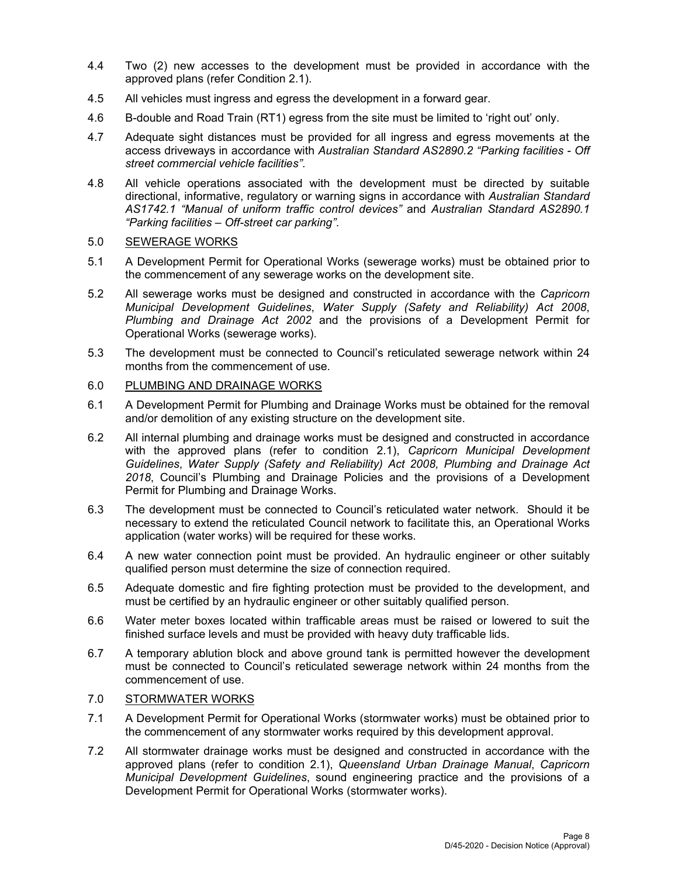4.4 Two (2) new accesses to the development must be provided in accordance with the approved plans (refer Condition 2.1).

4.5 All vehicles must ingress and egress the development in a forward gear.

4.6 B-double and Road Train (RT1) egress from the site must be limited to 'right out' only.

4.7 Adequate sight distances must be provided for all ingress and egress movements at the access driveways in accordance with *Australian Standard AS2890.2 "Parking facilities - Off street commercial vehicle facilities"*.

4.8 All vehicle operations associated with the development must be directed by suitable directional, informative, regulatory or warning signs in accordance with *Australian Standard AS1742.1 "Manual of uniform traffic control devices"* and *Australian Standard AS2890.1 "Parking facilities – Off-street car parking"*.

5.0 <u>SEWERAGE WORKS</u>

5.1 A Development Permit for Operational Works (sewerage works) must be obtained prior to the commencement of any sewerage works on the development site.

5.2 All sewerage works must be designed and constructed in accordance with the *Capricorn Municipal Development Guidelines*, *Water Supply (Safety and Reliability) Act 2008*, *Plumbing and Drainage Act 2002* and the provisions of a Development Permit for Operational Works (sewerage works).

5.3 The development must be connected to Council's reticulated sewerage network within 24 months from the commencement of use.

6.0 <u>PLUMBING AND DRAINAGE WORKS</u>

6.1 A Development Permit for Plumbing and Drainage Works must be obtained for the removal and/or demolition of any existing structure on the development site.

6.2 All internal plumbing and drainage works must be designed and constructed in accordance with the approved plans (refer to condition 2.1), *Capricorn Municipal Development Guidelines*, *Water Supply (Safety and Reliability) Act 2008, Plumbing and Drainage Act 2018*, Council's Plumbing and Drainage Policies and the provisions of a Development Permit for Plumbing and Drainage Works.

6.3 The development must be connected to Council's reticulated water network. Should it be necessary to extend the reticulated Council network to facilitate this, an Operational Works application (water works) will be required for these works.

6.4 A new water connection point must be provided. An hydraulic engineer or other suitably qualified person must determine the size of connection required.

6.5 Adequate domestic and fire fighting protection must be provided to the development, and must be certified by an hydraulic engineer or other suitably qualified person.

6.6 Water meter boxes located within trafficable areas must be raised or lowered to suit the finished surface levels and must be provided with heavy duty trafficable lids.

6.7 A temporary ablution block and above ground tank is permitted however the development must be connected to Council's reticulated sewerage network within 24 months from the commencement of use.

7.0 <u>STORMWATER WORKS</u>

7.1 A Development Permit for Operational Works (stormwater works) must be obtained prior to the commencement of any stormwater works required by this development approval.

7.2 All stormwater drainage works must be designed and constructed in accordance with the approved plans (refer to condition 2.1), *Queensland Urban Drainage Manual*, *Capricorn Municipal Development Guidelines*, sound engineering practice and the provisions of a Development Permit for Operational Works (stormwater works).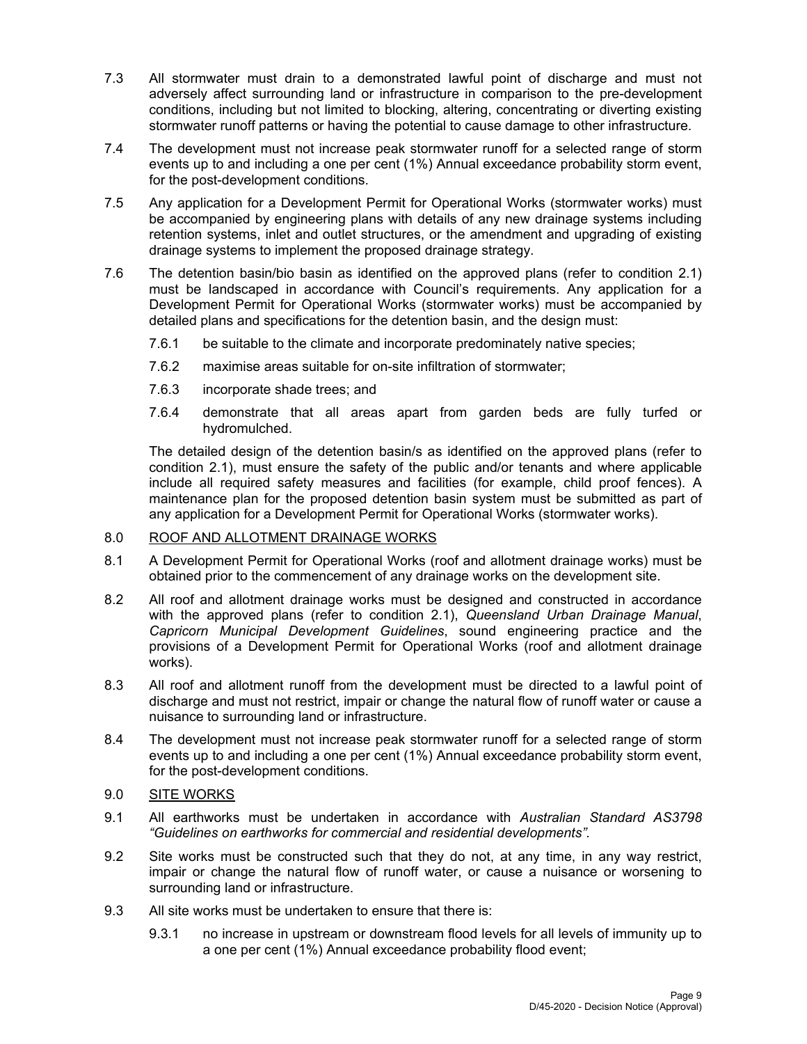7.3 All stormwater must drain to a demonstrated lawful point of discharge and must not adversely affect surrounding land or infrastructure in comparison to the pre-development conditions, including but not limited to blocking, altering, concentrating or diverting existing stormwater runoff patterns or having the potential to cause damage to other infrastructure.

7.4 The development must not increase peak stormwater runoff for a selected range of storm events up to and including a one per cent (1%) Annual exceedance probability storm event, for the post-development conditions.

7.5 Any application for a Development Permit for Operational Works (stormwater works) must be accompanied by engineering plans with details of any new drainage systems including retention systems, inlet and outlet structures, or the amendment and upgrading of existing drainage systems to implement the proposed drainage strategy.

7.6 The detention basin/bio basin as identified on the approved plans (refer to condition 2.1) must be landscaped in accordance with Council's requirements. Any application for a Development Permit for Operational Works (stormwater works) must be accompanied by detailed plans and specifications for the detention basin, and the design must:

7.6.1 be suitable to the climate and incorporate predominately native species;

7.6.2 maximise areas suitable for on-site infiltration of stormwater;

7.6.3 incorporate shade trees; and

7.6.4 demonstrate that all areas apart from garden beds are fully turfed or hydromulched.

The detailed design of the detention basin/s as identified on the approved plans (refer to condition 2.1), must ensure the safety of the public and/or tenants and where applicable include all required safety measures and facilities (for example, child proof fences). A maintenance plan for the proposed detention basin system must be submitted as part of any application for a Development Permit for Operational Works (stormwater works).

8.0 <u>ROOF AND ALLOTMENT DRAINAGE WORKS</u>

8.1 A Development Permit for Operational Works (roof and allotment drainage works) must be obtained prior to the commencement of any drainage works on the development site.

8.2 All roof and allotment drainage works must be designed and constructed in accordance with the approved plans (refer to condition 2.1), *Queensland Urban Drainage Manual*, *Capricorn Municipal Development Guidelines*, sound engineering practice and the provisions of a Development Permit for Operational Works (roof and allotment drainage works).

8.3 All roof and allotment runoff from the development must be directed to a lawful point of discharge and must not restrict, impair or change the natural flow of runoff water or cause a nuisance to surrounding land or infrastructure.

8.4 The development must not increase peak stormwater runoff for a selected range of storm events up to and including a one per cent (1%) Annual exceedance probability storm event, for the post-development conditions.

9.0 <u>SITE WORKS</u>

9.1 All earthworks must be undertaken in accordance with *Australian Standard AS3798 "Guidelines on earthworks for commercial and residential developments".*

9.2 Site works must be constructed such that they do not, at any time, in any way restrict, impair or change the natural flow of runoff water, or cause a nuisance or worsening to surrounding land or infrastructure.

9.3 All site works must be undertaken to ensure that there is:

9.3.1 no increase in upstream or downstream flood levels for all levels of immunity up to a one per cent (1%) Annual exceedance probability flood event;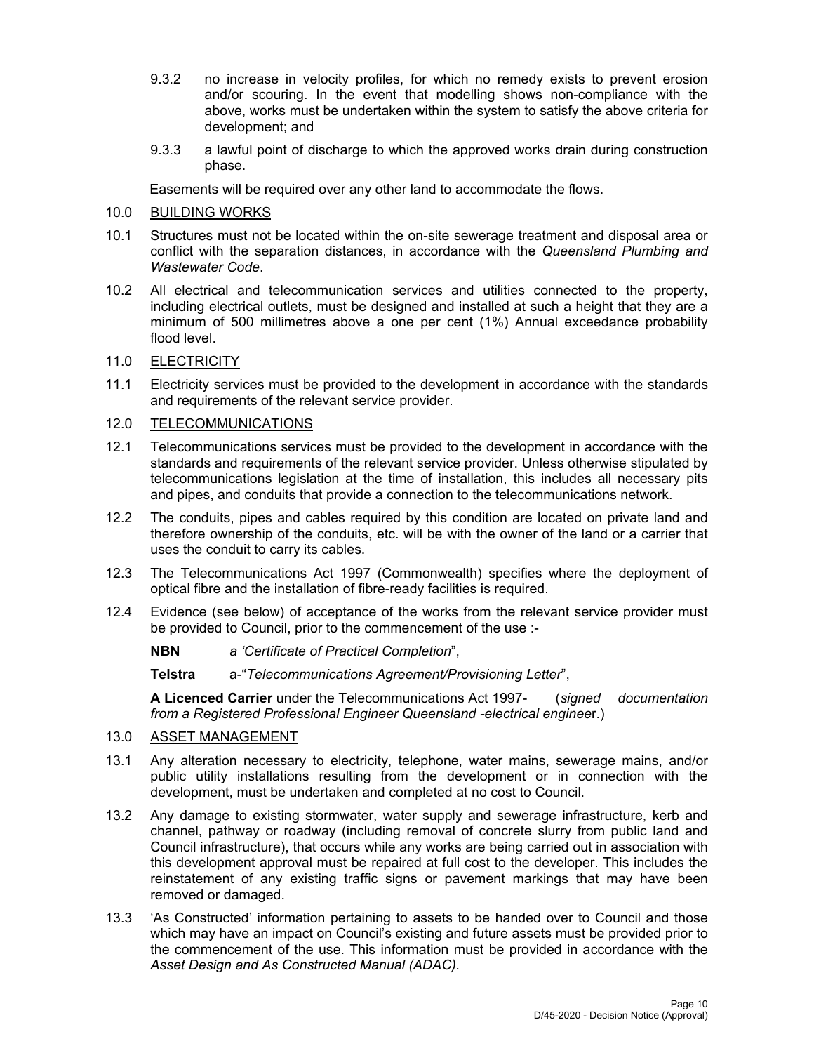9.3.2 no increase in velocity profiles, for which no remedy exists to prevent erosion and/or scouring. In the event that modelling shows non-compliance with the above, works must be undertaken within the system to satisfy the above criteria for development; and

9.3.3 a lawful point of discharge to which the approved works drain during construction phase.

Easements will be required over any other land to accommodate the flows.

10.0 BUILDING WORKS

10.1 Structures must not be located within the on-site sewerage treatment and disposal area or conflict with the separation distances, in accordance with the *Queensland Plumbing and Wastewater Code*.

10.2 All electrical and telecommunication services and utilities connected to the property, including electrical outlets, must be designed and installed at such a height that they are a minimum of 500 millimetres above a one per cent (1%) Annual exceedance probability flood level.

11.0 ELECTRICITY

11.1 Electricity services must be provided to the development in accordance with the standards and requirements of the relevant service provider.

12.0 TELECOMMUNICATIONS

12.1 Telecommunications services must be provided to the development in accordance with the standards and requirements of the relevant service provider. Unless otherwise stipulated by telecommunications legislation at the time of installation, this includes all necessary pits and pipes, and conduits that provide a connection to the telecommunications network.

12.2 The conduits, pipes and cables required by this condition are located on private land and therefore ownership of the conduits, etc. will be with the owner of the land or a carrier that uses the conduit to carry its cables.

12.3 The Telecommunications Act 1997 (Commonwealth) specifies where the deployment of optical fibre and the installation of fibre-ready facilities is required.

12.4 Evidence (see below) of acceptance of the works from the relevant service provider must be provided to Council, prior to the commencement of the use :-

**NBN** *a 'Certificate of Practical Completion*",

**Telstra** a-"*Telecommunications Agreement/Provisioning Letter*",

**A Licenced Carrier** under the Telecommunications Act 1997- (*signed documentation from a Registered Professional Engineer Queensland -electrical enginee*r.)

13.0 ASSET MANAGEMENT

13.1 Any alteration necessary to electricity, telephone, water mains, sewerage mains, and/or public utility installations resulting from the development or in connection with the development, must be undertaken and completed at no cost to Council.

13.2 Any damage to existing stormwater, water supply and sewerage infrastructure, kerb and channel, pathway or roadway (including removal of concrete slurry from public land and Council infrastructure), that occurs while any works are being carried out in association with this development approval must be repaired at full cost to the developer. This includes the reinstatement of any existing traffic signs or pavement markings that may have been removed or damaged.

13.3 'As Constructed' information pertaining to assets to be handed over to Council and those which may have an impact on Council's existing and future assets must be provided prior to the commencement of the use. This information must be provided in accordance with the *Asset Design and As Constructed Manual (ADAC).*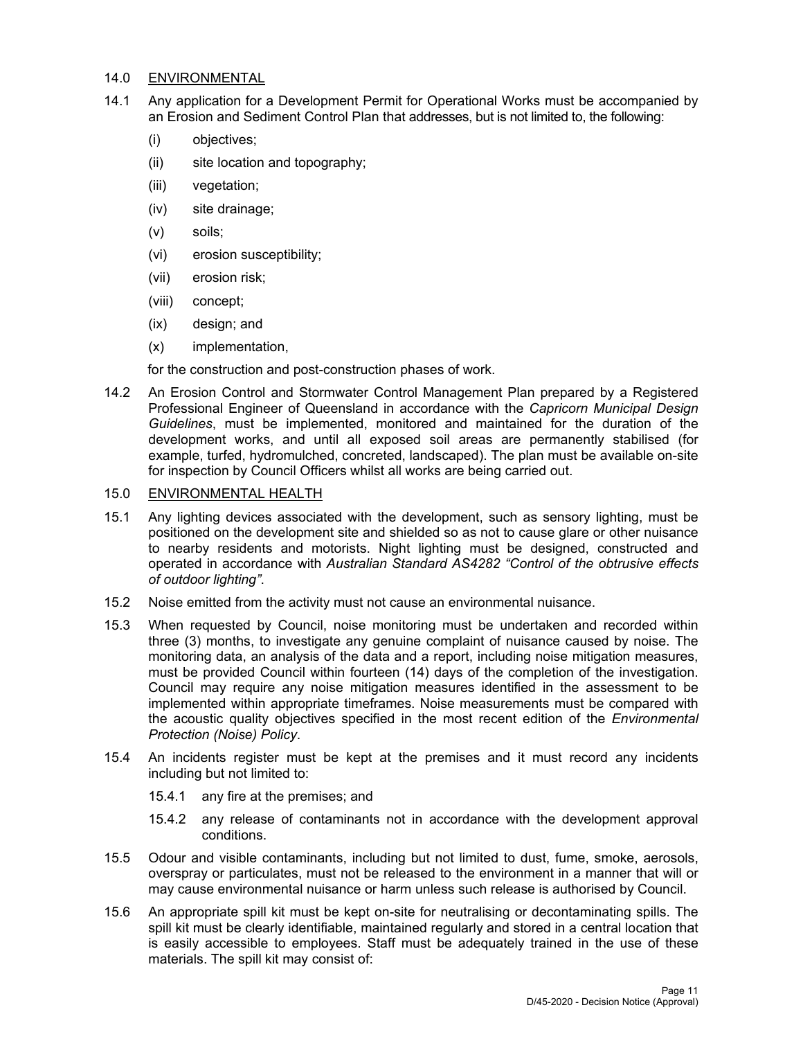## 14.0 ENVIRONMENTAL

14.1 Any application for a Development Permit for Operational Works must be accompanied by an Erosion and Sediment Control Plan that addresses, but is not limited to, the following:

   (i) objectives;

   (ii) site location and topography;

   (iii) vegetation;

   (iv) site drainage;

   (v) soils;

   (vi) erosion susceptibility;

   (vii) erosion risk;

   (viii) concept;

   (ix) design; and

   (x) implementation,

   for the construction and post-construction phases of work.

14.2 An Erosion Control and Stormwater Control Management Plan prepared by a Registered Professional Engineer of Queensland in accordance with the *Capricorn Municipal Design Guidelines*, must be implemented, monitored and maintained for the duration of the development works, and until all exposed soil areas are permanently stabilised (for example, turfed, hydromulched, concreted, landscaped). The plan must be available on-site for inspection by Council Officers whilst all works are being carried out.

## 15.0 ENVIRONMENTAL HEALTH

15.1 Any lighting devices associated with the development, such as sensory lighting, must be positioned on the development site and shielded so as not to cause glare or other nuisance to nearby residents and motorists. Night lighting must be designed, constructed and operated in accordance with *Australian Standard AS4282 "Control of the obtrusive effects of outdoor lighting"*.

15.2 Noise emitted from the activity must not cause an environmental nuisance.

15.3 When requested by Council, noise monitoring must be undertaken and recorded within three (3) months, to investigate any genuine complaint of nuisance caused by noise. The monitoring data, an analysis of the data and a report, including noise mitigation measures, must be provided Council within fourteen (14) days of the completion of the investigation. Council may require any noise mitigation measures identified in the assessment to be implemented within appropriate timeframes. Noise measurements must be compared with the acoustic quality objectives specified in the most recent edition of the *Environmental Protection (Noise) Policy*.

15.4 An incidents register must be kept at the premises and it must record any incidents including but not limited to:

   15.4.1 any fire at the premises; and

   15.4.2 any release of contaminants not in accordance with the development approval conditions.

15.5 Odour and visible contaminants, including but not limited to dust, fume, smoke, aerosols, overspray or particulates, must not be released to the environment in a manner that will or may cause environmental nuisance or harm unless such release is authorised by Council.

15.6 An appropriate spill kit must be kept on-site for neutralising or decontaminating spills. The spill kit must be clearly identifiable, maintained regularly and stored in a central location that is easily accessible to employees. Staff must be adequately trained in the use of these materials. The spill kit may consist of: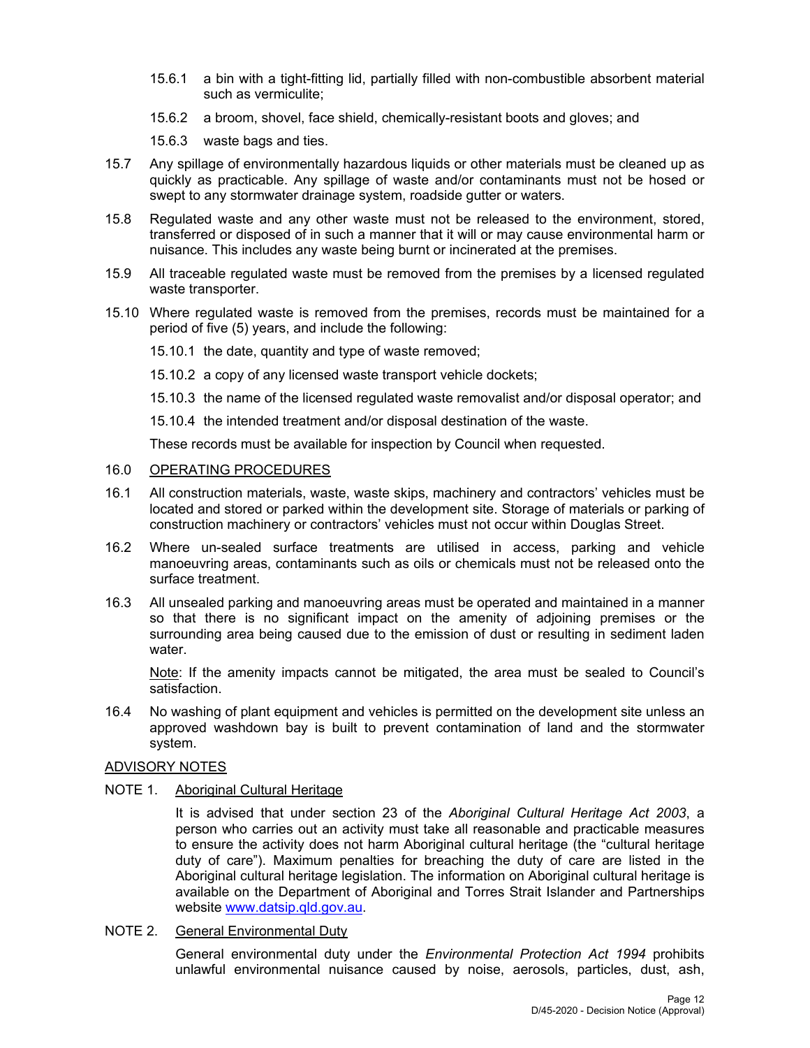15.6.1 a bin with a tight-fitting lid, partially filled with non-combustible absorbent material such as vermiculite;

15.6.2 a broom, shovel, face shield, chemically-resistant boots and gloves; and

15.6.3 waste bags and ties.

15.7 Any spillage of environmentally hazardous liquids or other materials must be cleaned up as quickly as practicable. Any spillage of waste and/or contaminants must not be hosed or swept to any stormwater drainage system, roadside gutter or waters.

15.8 Regulated waste and any other waste must not be released to the environment, stored, transferred or disposed of in such a manner that it will or may cause environmental harm or nuisance. This includes any waste being burnt or incinerated at the premises.

15.9 All traceable regulated waste must be removed from the premises by a licensed regulated waste transporter.

15.10 Where regulated waste is removed from the premises, records must be maintained for a period of five (5) years, and include the following:

15.10.1 the date, quantity and type of waste removed;

15.10.2 a copy of any licensed waste transport vehicle dockets;

15.10.3 the name of the licensed regulated waste removalist and/or disposal operator; and

15.10.4 the intended treatment and/or disposal destination of the waste.

These records must be available for inspection by Council when requested.

16.0 <u>OPERATING PROCEDURES</u>

16.1 All construction materials, waste, waste skips, machinery and contractors' vehicles must be located and stored or parked within the development site. Storage of materials or parking of construction machinery or contractors' vehicles must not occur within Douglas Street.

16.2 Where un-sealed surface treatments are utilised in access, parking and vehicle manoeuvring areas, contaminants such as oils or chemicals must not be released onto the surface treatment.

16.3 All unsealed parking and manoeuvring areas must be operated and maintained in a manner so that there is no significant impact on the amenity of adjoining premises or the surrounding area being caused due to the emission of dust or resulting in sediment laden water.

<u>Note</u>: If the amenity impacts cannot be mitigated, the area must be sealed to Council's satisfaction.

16.4 No washing of plant equipment and vehicles is permitted on the development site unless an approved washdown bay is built to prevent contamination of land and the stormwater system.

## <u>ADVISORY NOTES</u>

NOTE 1. <u>Aboriginal Cultural Heritage</u>

It is advised that under section 23 of the *Aboriginal Cultural Heritage Act 2003*, a person who carries out an activity must take all reasonable and practicable measures to ensure the activity does not harm Aboriginal cultural heritage (the "cultural heritage duty of care"). Maximum penalties for breaching the duty of care are listed in the Aboriginal cultural heritage legislation. The information on Aboriginal cultural heritage is available on the Department of Aboriginal and Torres Strait Islander and Partnerships website www.datsip.qld.gov.au.

NOTE 2. <u>General Environmental Duty</u>

General environmental duty under the *Environmental Protection Act 1994* prohibits unlawful environmental nuisance caused by noise, aerosols, particles, dust, ash,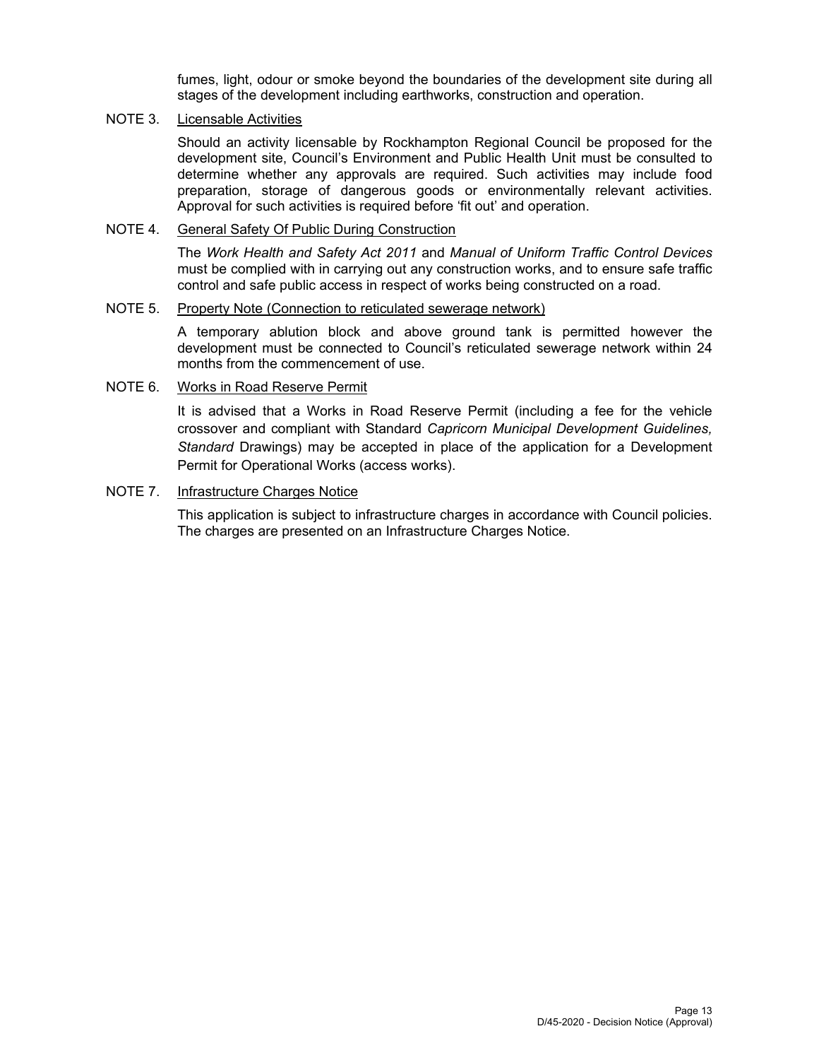fumes, light, odour or smoke beyond the boundaries of the development site during all stages of the development including earthworks, construction and operation.

NOTE 3. <u>Licensable Activities</u>

Should an activity licensable by Rockhampton Regional Council be proposed for the development site, Council's Environment and Public Health Unit must be consulted to determine whether any approvals are required. Such activities may include food preparation, storage of dangerous goods or environmentally relevant activities. Approval for such activities is required before 'fit out' and operation.

NOTE 4. <u>General Safety Of Public During Construction</u>

The *Work Health and Safety Act 2011* and *Manual of Uniform Traffic Control Devices* must be complied with in carrying out any construction works, and to ensure safe traffic control and safe public access in respect of works being constructed on a road.

NOTE 5. <u>Property Note (Connection to reticulated sewerage network)</u>

A temporary ablution block and above ground tank is permitted however the development must be connected to Council's reticulated sewerage network within 24 months from the commencement of use.

NOTE 6. <u>Works in Road Reserve Permit</u>

It is advised that a Works in Road Reserve Permit (including a fee for the vehicle crossover and compliant with Standard *Capricorn Municipal Development Guidelines, Standard* Drawings) may be accepted in place of the application for a Development Permit for Operational Works (access works).

NOTE 7. <u>Infrastructure Charges Notice</u>

This application is subject to infrastructure charges in accordance with Council policies. The charges are presented on an Infrastructure Charges Notice.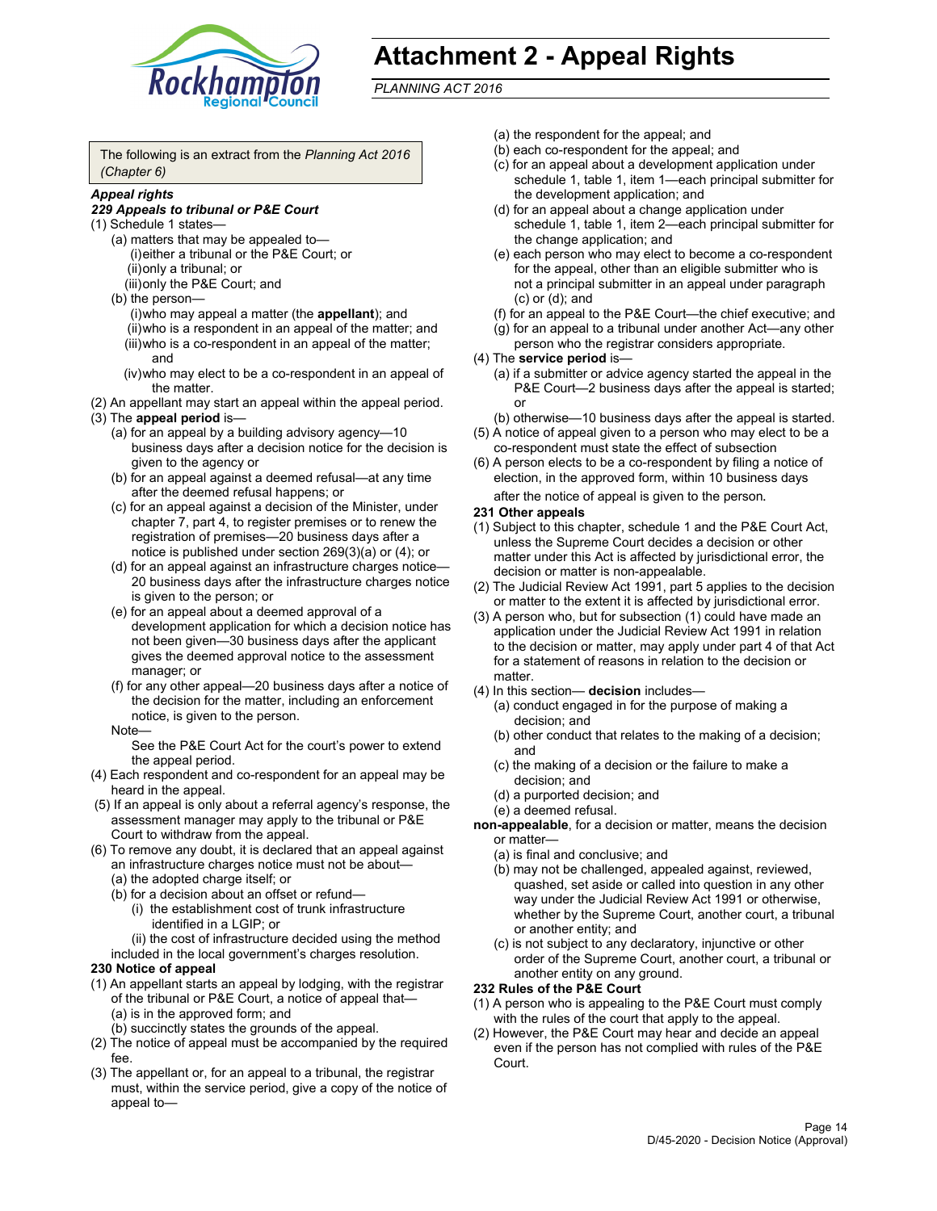# Attachment 2 - Appeal Rights

*PLANNING ACT 2016*

The following is an extract from the *Planning Act 2016 (Chapter 6)*

***Appeal rights***

***229 Appeals to tribunal or P&E Court***

(1) Schedule 1 states—

(a) matters that may be appealed to—

(i) either a tribunal or the P&E Court; or

(ii) only a tribunal; or

(iii) only the P&E Court; and

(b) the person—

(i) who may appeal a matter (the **appellant**); and

(ii) who is a respondent in an appeal of the matter; and

(iii) who is a co-respondent in an appeal of the matter; and

(iv) who may elect to be a co-respondent in an appeal of the matter.

(2) An appellant may start an appeal within the appeal period.

(3) The **appeal period** is—

(a) for an appeal by a building advisory agency—10 business days after a decision notice for the decision is given to the agency or

(b) for an appeal against a deemed refusal—at any time after the deemed refusal happens; or

(c) for an appeal against a decision of the Minister, under chapter 7, part 4, to register premises or to renew the registration of premises—20 business days after a notice is published under section 269(3)(a) or (4); or

(d) for an appeal against an infrastructure charges notice—20 business days after the infrastructure charges notice is given to the person; or

(e) for an appeal about a deemed approval of a development application for which a decision notice has not been given—30 business days after the applicant gives the deemed approval notice to the assessment manager; or

(f) for any other appeal—20 business days after a notice of the decision for the matter, including an enforcement notice, is given to the person.

Note—

See the P&E Court Act for the court's power to extend the appeal period.

(4) Each respondent and co-respondent for an appeal may be heard in the appeal.

(5) If an appeal is only about a referral agency's response, the assessment manager may apply to the tribunal or P&E Court to withdraw from the appeal.

(6) To remove any doubt, it is declared that an appeal against an infrastructure charges notice must not be about—

(a) the adopted charge itself; or

(b) for a decision about an offset or refund—

(i) the establishment cost of trunk infrastructure identified in a LGIP; or

(ii) the cost of infrastructure decided using the method included in the local government's charges resolution.

**230 Notice of appeal**

(1) An appellant starts an appeal by lodging, with the registrar of the tribunal or P&E Court, a notice of appeal that—

(a) is in the approved form; and

(b) succinctly states the grounds of the appeal.

(2) The notice of appeal must be accompanied by the required fee.

(3) The appellant or, for an appeal to a tribunal, the registrar must, within the service period, give a copy of the notice of appeal to—

(a) the respondent for the appeal; and

(b) each co-respondent for the appeal; and

(c) for an appeal about a development application under schedule 1, table 1, item 1—each principal submitter for the development application; and

(d) for an appeal about a change application under schedule 1, table 1, item 2—each principal submitter for the change application; and

(e) each person who may elect to become a co-respondent for the appeal, other than an eligible submitter who is not a principal submitter in an appeal under paragraph (c) or (d); and

(f) for an appeal to the P&E Court—the chief executive; and

(g) for an appeal to a tribunal under another Act—any other person who the registrar considers appropriate.

(4) The **service period** is—

(a) if a submitter or advice agency started the appeal in the P&E Court—2 business days after the appeal is started; or

(b) otherwise—10 business days after the appeal is started.

(5) A notice of appeal given to a person who may elect to be a co-respondent must state the effect of subsection

(6) A person elects to be a co-respondent by filing a notice of election, in the approved form, within 10 business days after the notice of appeal is given to the person.

**231 Other appeals**

(1) Subject to this chapter, schedule 1 and the P&E Court Act, unless the Supreme Court decides a decision or other matter under this Act is affected by jurisdictional error, the decision or matter is non-appealable.

(2) The Judicial Review Act 1991, part 5 applies to the decision or matter to the extent it is affected by jurisdictional error.

(3) A person who, but for subsection (1) could have made an application under the Judicial Review Act 1991 in relation to the decision or matter, may apply under part 4 of that Act for a statement of reasons in relation to the decision or matter.

(4) In this section— **decision** includes—

(a) conduct engaged in for the purpose of making a decision; and

(b) other conduct that relates to the making of a decision; and

(c) the making of a decision or the failure to make a decision; and

(d) a purported decision; and

(e) a deemed refusal.

**non-appealable**, for a decision or matter, means the decision or matter—

(a) is final and conclusive; and

(b) may not be challenged, appealed against, reviewed, quashed, set aside or called into question in any other way under the Judicial Review Act 1991 or otherwise, whether by the Supreme Court, another court, a tribunal or another entity; and

(c) is not subject to any declaratory, injunctive or other order of the Supreme Court, another court, a tribunal or another entity on any ground.

**232 Rules of the P&E Court**

(1) A person who is appealing to the P&E Court must comply with the rules of the court that apply to the appeal.

(2) However, the P&E Court may hear and decide an appeal even if the person has not complied with rules of the P&E Court.

D/45-2020 - Decision Notice (Approval)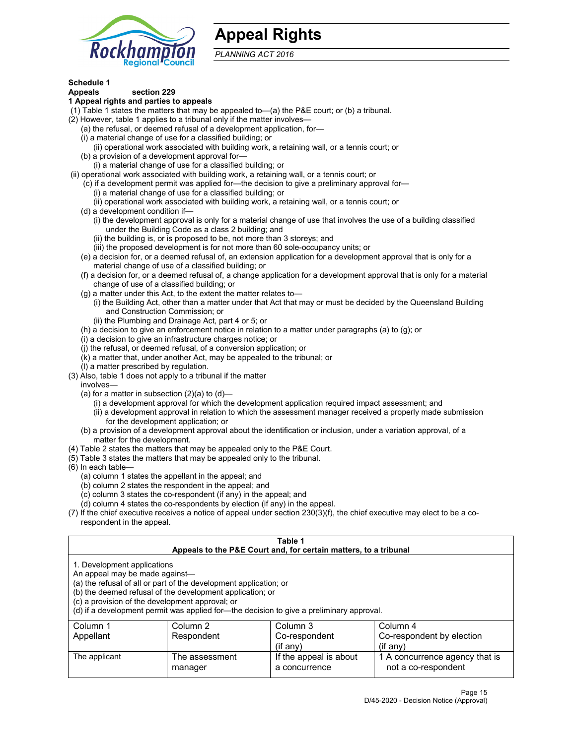# Appeal Rights

*PLANNING ACT 2016*

**Schedule 1**
**Appeals section 229**
**1 Appeal rights and parties to appeals**

(1) Table 1 states the matters that may be appealed to—(a) the P&E court; or (b) a tribunal.

(2) However, table 1 applies to a tribunal only if the matter involves—

(a) the refusal, or deemed refusal of a development application, for—

(i) a material change of use for a classified building; or

(ii) operational work associated with building work, a retaining wall, or a tennis court; or

(b) a provision of a development approval for—

(i) a material change of use for a classified building; or

(ii) operational work associated with building work, a retaining wall, or a tennis court; or

(c) if a development permit was applied for—the decision to give a preliminary approval for—

(i) a material change of use for a classified building; or

(ii) operational work associated with building work, a retaining wall, or a tennis court; or

(d) a development condition if—

(i) the development approval is only for a material change of use that involves the use of a building classified under the Building Code as a class 2 building; and

(ii) the building is, or is proposed to be, not more than 3 storeys; and

(iii) the proposed development is for not more than 60 sole-occupancy units; or

(e) a decision for, or a deemed refusal of, an extension application for a development approval that is only for a material change of use of a classified building; or

(f) a decision for, or a deemed refusal of, a change application for a development approval that is only for a material change of use of a classified building; or

(g) a matter under this Act, to the extent the matter relates to—

(i) the Building Act, other than a matter under that Act that may or must be decided by the Queensland Building and Construction Commission; or

(ii) the Plumbing and Drainage Act, part 4 or 5; or

(h) a decision to give an enforcement notice in relation to a matter under paragraphs (a) to (g); or

(i) a decision to give an infrastructure charges notice; or

(j) the refusal, or deemed refusal, of a conversion application; or

(k) a matter that, under another Act, may be appealed to the tribunal; or

(l) a matter prescribed by regulation.

(3) Also, table 1 does not apply to a tribunal if the matter involves—

(a) for a matter in subsection (2)(a) to (d)—

(i) a development approval for which the development application required impact assessment; and

(ii) a development approval in relation to which the assessment manager received a properly made submission for the development application; or

(b) a provision of a development approval about the identification or inclusion, under a variation approval, of a matter for the development.

(4) Table 2 states the matters that may be appealed only to the P&E Court.

(5) Table 3 states the matters that may be appealed only to the tribunal.

(6) In each table—

(a) column 1 states the appellant in the appeal; and

(b) column 2 states the respondent in the appeal; and

(c) column 3 states the co-respondent (if any) in the appeal; and

(d) column 4 states the co-respondents by election (if any) in the appeal.

(7) If the chief executive receives a notice of appeal under section 230(3)(f), the chief executive may elect to be a co-respondent in the appeal.

**Table 1**
**Appeals to the P&E Court and, for certain matters, to a tribunal**

1. Development applications
An appeal may be made against—
(a) the refusal of all or part of the development application; or
(b) the deemed refusal of the development application; or
(c) a provision of the development approval; or
(d) if a development permit was applied for—the decision to give a preliminary approval.

| Column 1<br>Appellant | Column 2<br>Respondent | Column 3<br>Co-respondent<br>(if any) | Column 4<br>Co-respondent by election<br>(if any) |
|---|---|---|---|
| The applicant | The assessment manager | If the appeal is about a concurrence | 1 A concurrence agency that is not a co-respondent |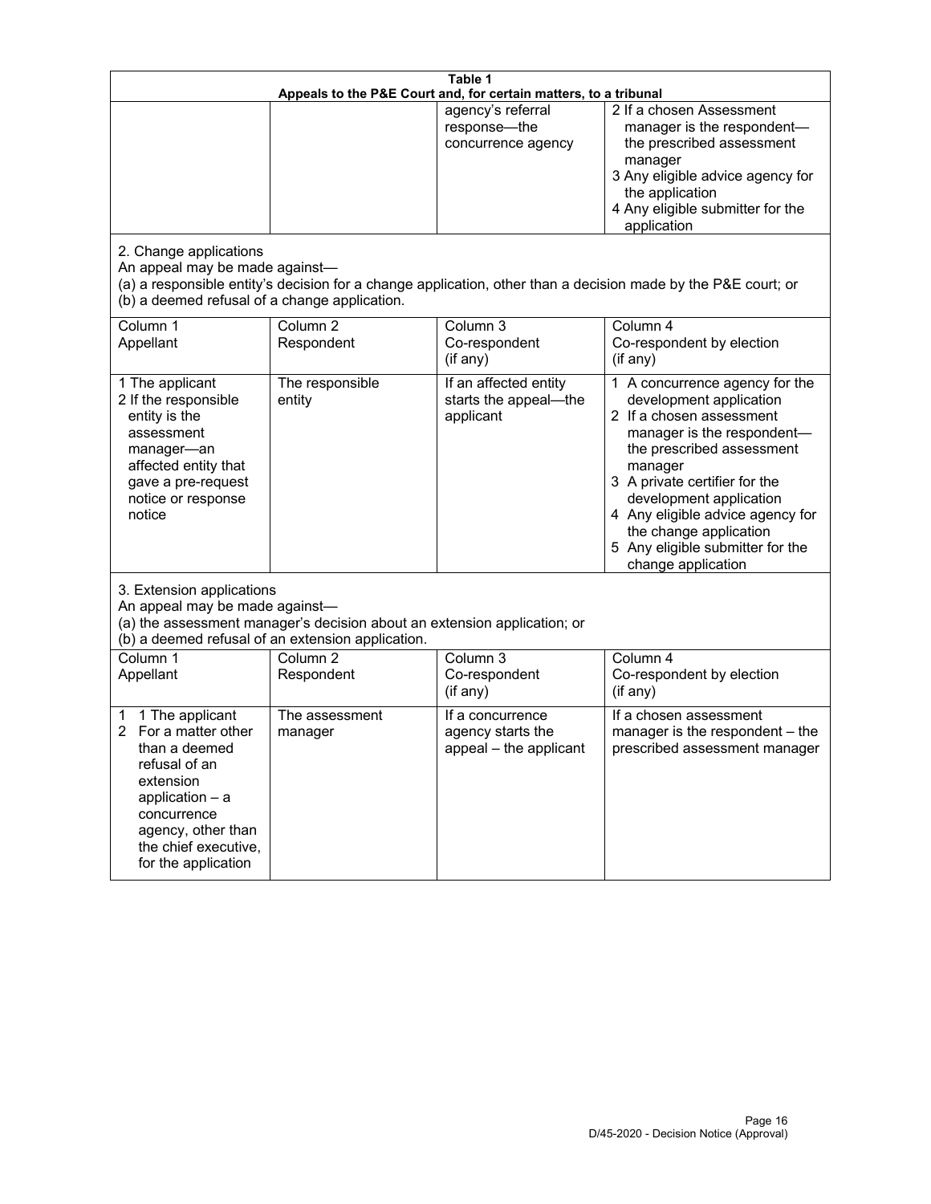| Table 1 | | | |
|---|---|---|---|
| **Appeals to the P&E Court and, for certain matters, to a tribunal** | | | |
| | | agency's referral response—the concurrence agency | 2 If a chosen Assessment manager is the respondent—the prescribed assessment manager<br>3 Any eligible advice agency for the application<br>4 Any eligible submitter for the application |
| 2. Change applications<br>An appeal may be made against—<br>(a) a responsible entity's decision for a change application, other than a decision made by the P&E court; or<br>(b) a deemed refusal of a change application. | | | |
| Column 1<br>Appellant | Column 2<br>Respondent | Column 3<br>Co-respondent<br>(if any) | Column 4<br>Co-respondent by election<br>(if any) |
| 1 The applicant<br>2 If the responsible entity is the assessment manager—an affected entity that gave a pre-request notice or response notice | The responsible entity | If an affected entity starts the appeal—the applicant | 1 A concurrence agency for the development application<br>2 If a chosen assessment manager is the respondent—the prescribed assessment manager<br>3 A private certifier for the development application<br>4 Any eligible advice agency for the change application<br>5 Any eligible submitter for the change application |
| 3. Extension applications<br>An appeal may be made against—<br>(a) the assessment manager's decision about an extension application; or<br>(b) a deemed refusal of an extension application. | | | |
| Column 1<br>Appellant | Column 2<br>Respondent | Column 3<br>Co-respondent<br>(if any) | Column 4<br>Co-respondent by election<br>(if any) |
| 1 1 The applicant<br>2 For a matter other than a deemed refusal of an extension application – a concurrence agency, other than the chief executive, for the application | The assessment manager | If a concurrence agency starts the appeal – the applicant | If a chosen assessment manager is the respondent – the prescribed assessment manager |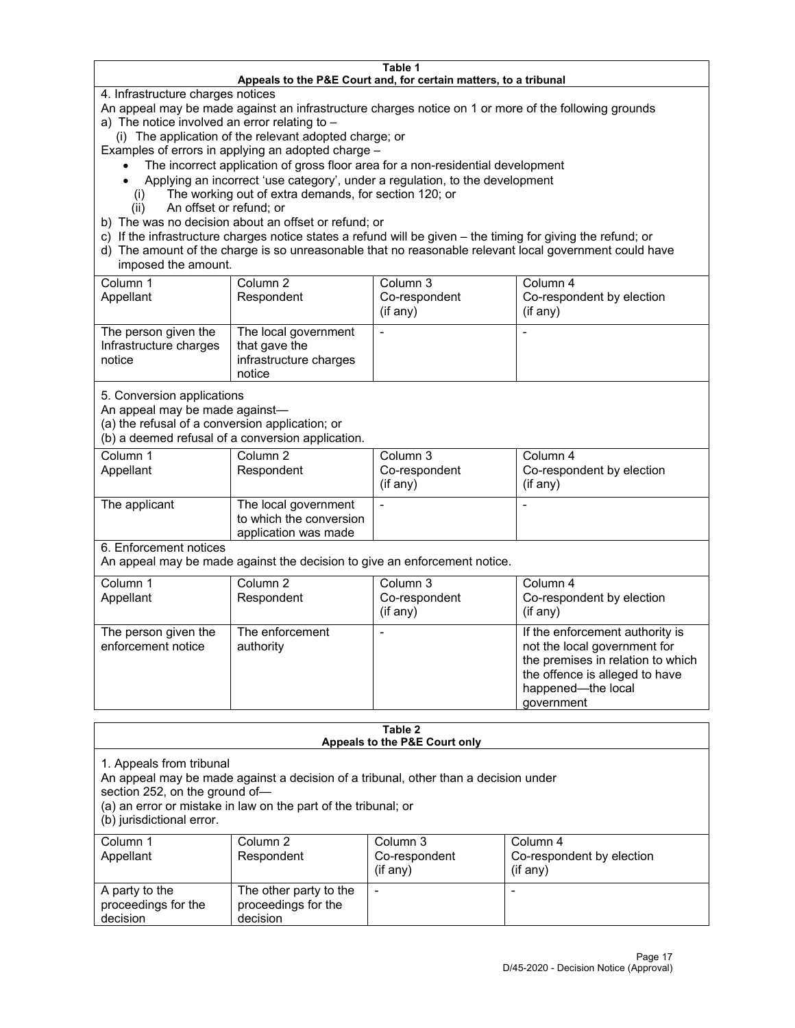**Table 1**
**Appeals to the P&E Court and, for certain matters, to a tribunal**

4. Infrastructure charges notices

An appeal may be made against an infrastructure charges notice on 1 or more of the following grounds

a) The notice involved an error relating to –

   (i) The application of the relevant adopted charge; or

Examples of errors in applying an adopted charge –

- The incorrect application of gross floor area for a non-residential development
- Applying an incorrect 'use category', under a regulation, to the development

   (i) The working out of extra demands, for section 120; or

   (ii) An offset or refund; or

b) The was no decision about an offset or refund; or

c) If the infrastructure charges notice states a refund will be given – the timing for giving the refund; or

d) The amount of the charge is so unreasonable that no reasonable relevant local government could have imposed the amount.

| Column 1<br>Appellant | Column 2<br>Respondent | Column 3<br>Co-respondent<br>(if any) | Column 4<br>Co-respondent by election<br>(if any) |
|---|---|---|---|
| The person given the Infrastructure charges notice | The local government that gave the infrastructure charges notice | - | - |

5. Conversion applications

An appeal may be made against—

(a) the refusal of a conversion application; or

(b) a deemed refusal of a conversion application.

| Column 1<br>Appellant | Column 2<br>Respondent | Column 3<br>Co-respondent<br>(if any) | Column 4<br>Co-respondent by election<br>(if any) |
|---|---|---|---|
| The applicant | The local government to which the conversion application was made | - | - |

6. Enforcement notices

An appeal may be made against the decision to give an enforcement notice.

| Column 1<br>Appellant | Column 2<br>Respondent | Column 3<br>Co-respondent<br>(if any) | Column 4<br>Co-respondent by election<br>(if any) |
|---|---|---|---|
| The person given the enforcement notice | The enforcement authority | - | If the enforcement authority is not the local government for the premises in relation to which the offence is alleged to have happened—the local government |

**Table 2**
**Appeals to the P&E Court only**

1. Appeals from tribunal

An appeal may be made against a decision of a tribunal, other than a decision under section 252, on the ground of—

(a) an error or mistake in law on the part of the tribunal; or

(b) jurisdictional error.

| Column 1<br>Appellant | Column 2<br>Respondent | Column 3<br>Co-respondent<br>(if any) | Column 4<br>Co-respondent by election<br>(if any) |
|---|---|---|---|
| A party to the proceedings for the decision | The other party to the proceedings for the decision | - | - |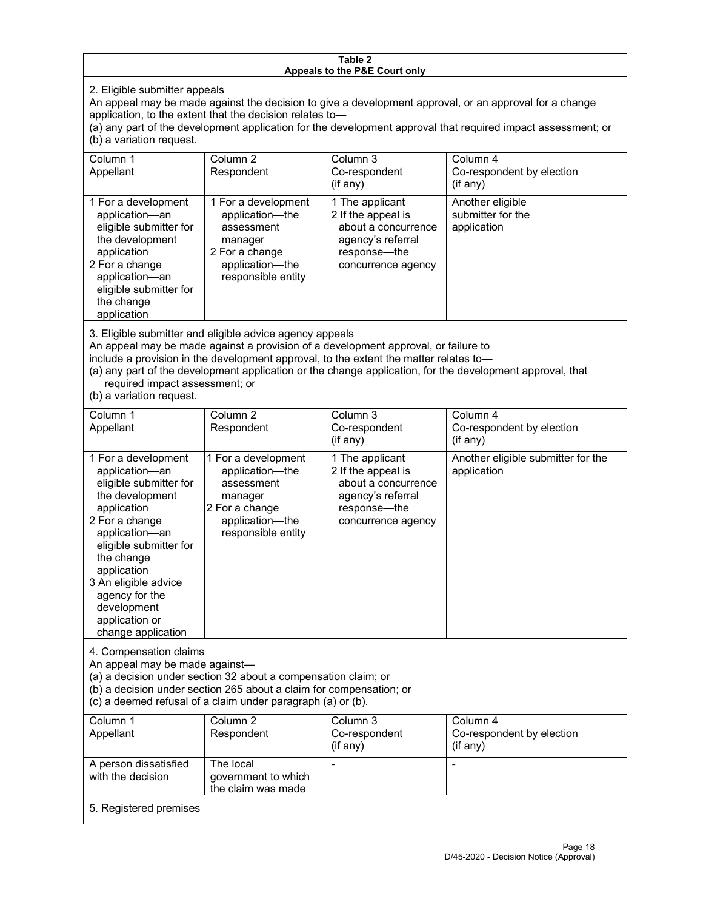**Table 2**
**Appeals to the P&E Court only**

2. Eligible submitter appeals

An appeal may be made against the decision to give a development approval, or an approval for a change application, to the extent that the decision relates to—

(a) any part of the development application for the development approval that required impact assessment; or
(b) a variation request.

| Column 1<br>Appellant | Column 2<br>Respondent | Column 3<br>Co-respondent<br>(if any) | Column 4<br>Co-respondent by election<br>(if any) |
|---|---|---|---|
| 1 For a development application—an eligible submitter for the development application<br>2 For a change application—an eligible submitter for the change application | 1 For a development application—the assessment manager<br>2 For a change application—the responsible entity | 1 The applicant<br>2 If the appeal is about a concurrence agency's referral response—the concurrence agency | Another eligible submitter for the application |

3. Eligible submitter and eligible advice agency appeals

An appeal may be made against a provision of a development approval, or failure to include a provision in the development approval, to the extent the matter relates to—

(a) any part of the development application or the change application, for the development approval, that required impact assessment; or
(b) a variation request.

| Column 1<br>Appellant | Column 2<br>Respondent | Column 3<br>Co-respondent<br>(if any) | Column 4<br>Co-respondent by election<br>(if any) |
|---|---|---|---|
| 1 For a development application—an eligible submitter for the development application<br>2 For a change application—an eligible submitter for the change application<br>3 An eligible advice agency for the development application or change application | 1 For a development application—the assessment manager<br>2 For a change application—the responsible entity | 1 The applicant<br>2 If the appeal is about a concurrence agency's referral response—the concurrence agency | Another eligible submitter for the application |

4. Compensation claims

An appeal may be made against—

(a) a decision under section 32 about a compensation claim; or
(b) a decision under section 265 about a claim for compensation; or
(c) a deemed refusal of a claim under paragraph (a) or (b).

| Column 1<br>Appellant | Column 2<br>Respondent | Column 3<br>Co-respondent<br>(if any) | Column 4<br>Co-respondent by election<br>(if any) |
|---|---|---|---|
| A person dissatisfied with the decision | The local government to which the claim was made | - | - |

5. Registered premises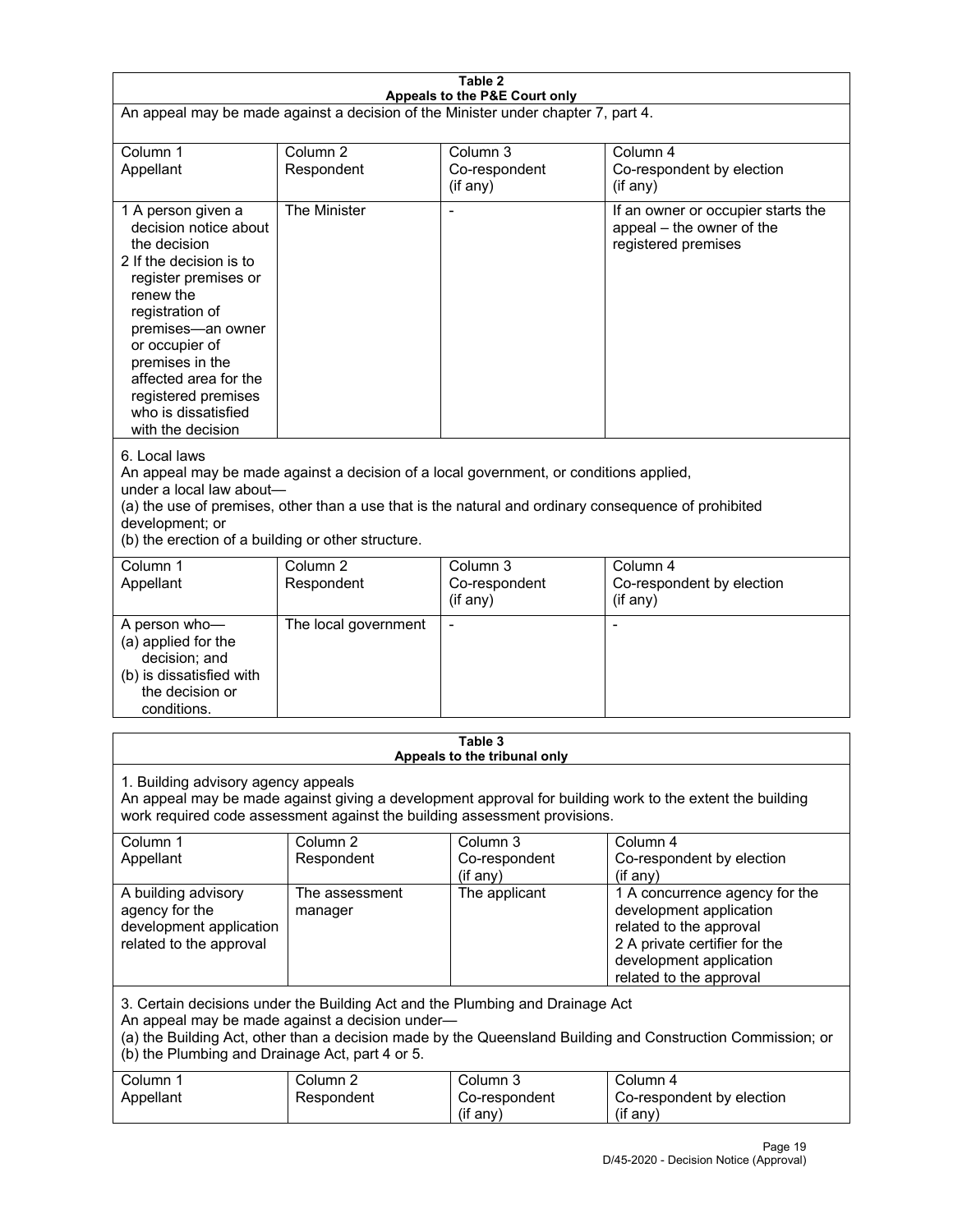**Table 2**
**Appeals to the P&E Court only**

An appeal may be made against a decision of the Minister under chapter 7, part 4.

| Column 1<br>Appellant | Column 2<br>Respondent | Column 3<br>Co-respondent<br>(if any) | Column 4<br>Co-respondent by election<br>(if any) |
|---|---|---|---|
| 1 A person given a decision notice about the decision<br>2 If the decision is to register premises or renew the registration of premises—an owner or occupier of premises in the affected area for the registered premises who is dissatisfied with the decision | The Minister | - | If an owner or occupier starts the appeal – the owner of the registered premises |

6. Local laws
An appeal may be made against a decision of a local government, or conditions applied, under a local law about—
(a) the use of premises, other than a use that is the natural and ordinary consequence of prohibited development; or
(b) the erection of a building or other structure.

| Column 1<br>Appellant | Column 2<br>Respondent | Column 3<br>Co-respondent<br>(if any) | Column 4<br>Co-respondent by election<br>(if any) |
|---|---|---|---|
| A person who—<br>(a) applied for the decision; and<br>(b) is dissatisfied with the decision or conditions. | The local government | - | - |

**Table 3**
**Appeals to the tribunal only**

1. Building advisory agency appeals
An appeal may be made against giving a development approval for building work to the extent the building work required code assessment against the building assessment provisions.

| Column 1<br>Appellant | Column 2<br>Respondent | Column 3<br>Co-respondent<br>(if any) | Column 4<br>Co-respondent by election<br>(if any) |
|---|---|---|---|
| A building advisory agency for the development application related to the approval | The assessment manager | The applicant | 1 A concurrence agency for the development application related to the approval<br>2 A private certifier for the development application related to the approval |

3. Certain decisions under the Building Act and the Plumbing and Drainage Act
An appeal may be made against a decision under—
(a) the Building Act, other than a decision made by the Queensland Building and Construction Commission; or
(b) the Plumbing and Drainage Act, part 4 or 5.

| Column 1<br>Appellant | Column 2<br>Respondent | Column 3<br>Co-respondent<br>(if any) | Column 4<br>Co-respondent by election<br>(if any) |
|---|---|---|---|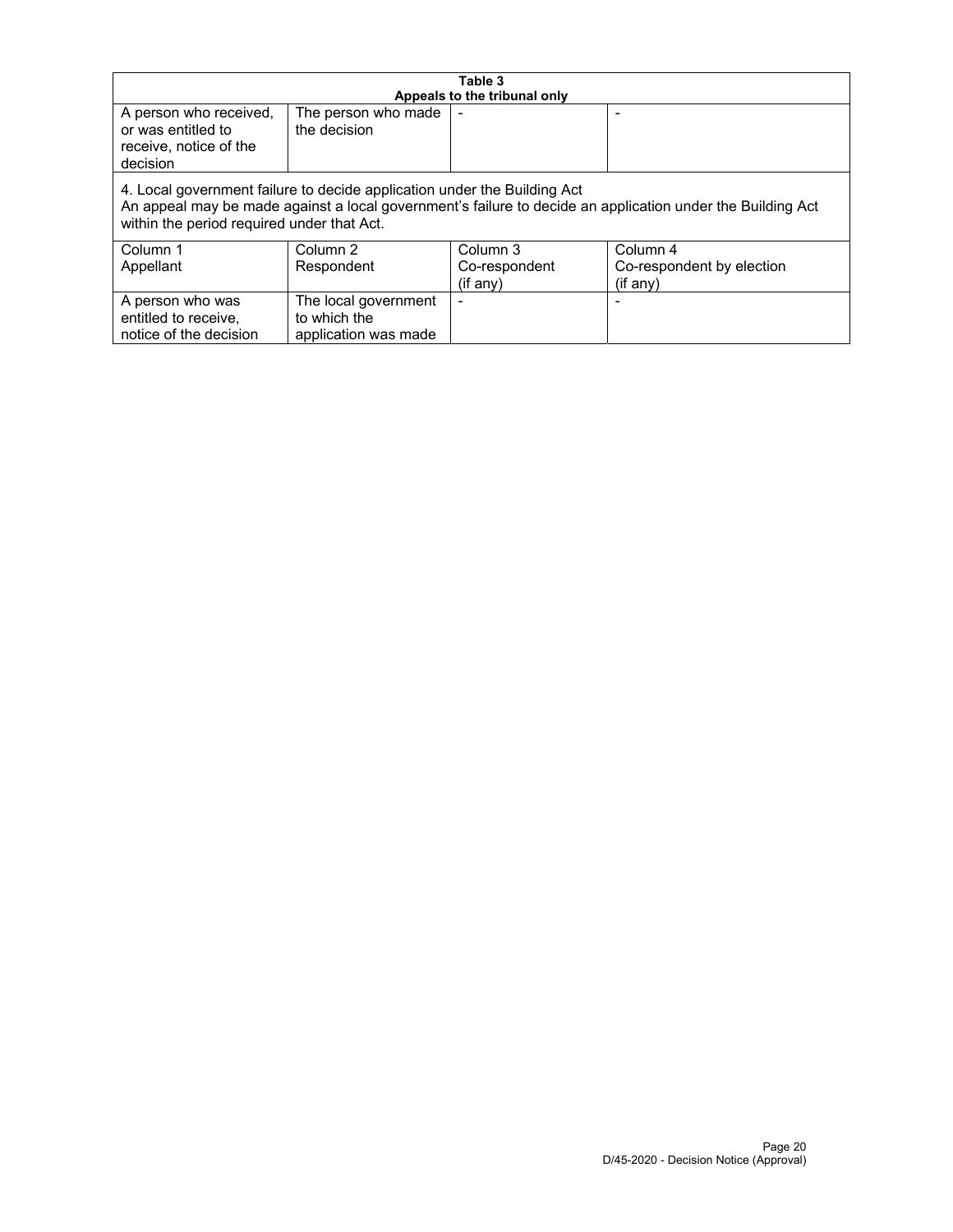**Table 3**
**Appeals to the tribunal only**

| | | | |
|---|---|---|---|
| A person who received, or was entitled to receive, notice of the decision | The person who made the decision | - | - |

4. Local government failure to decide application under the Building Act
An appeal may be made against a local government's failure to decide an application under the Building Act within the period required under that Act.

| Column 1 Appellant | Column 2 Respondent | Column 3 Co-respondent (if any) | Column 4 Co-respondent by election (if any) |
|---|---|---|---|
| A person who was entitled to receive, notice of the decision | The local government to which the application was made | - | - |

D/45-2020 - Decision Notice (Approval)